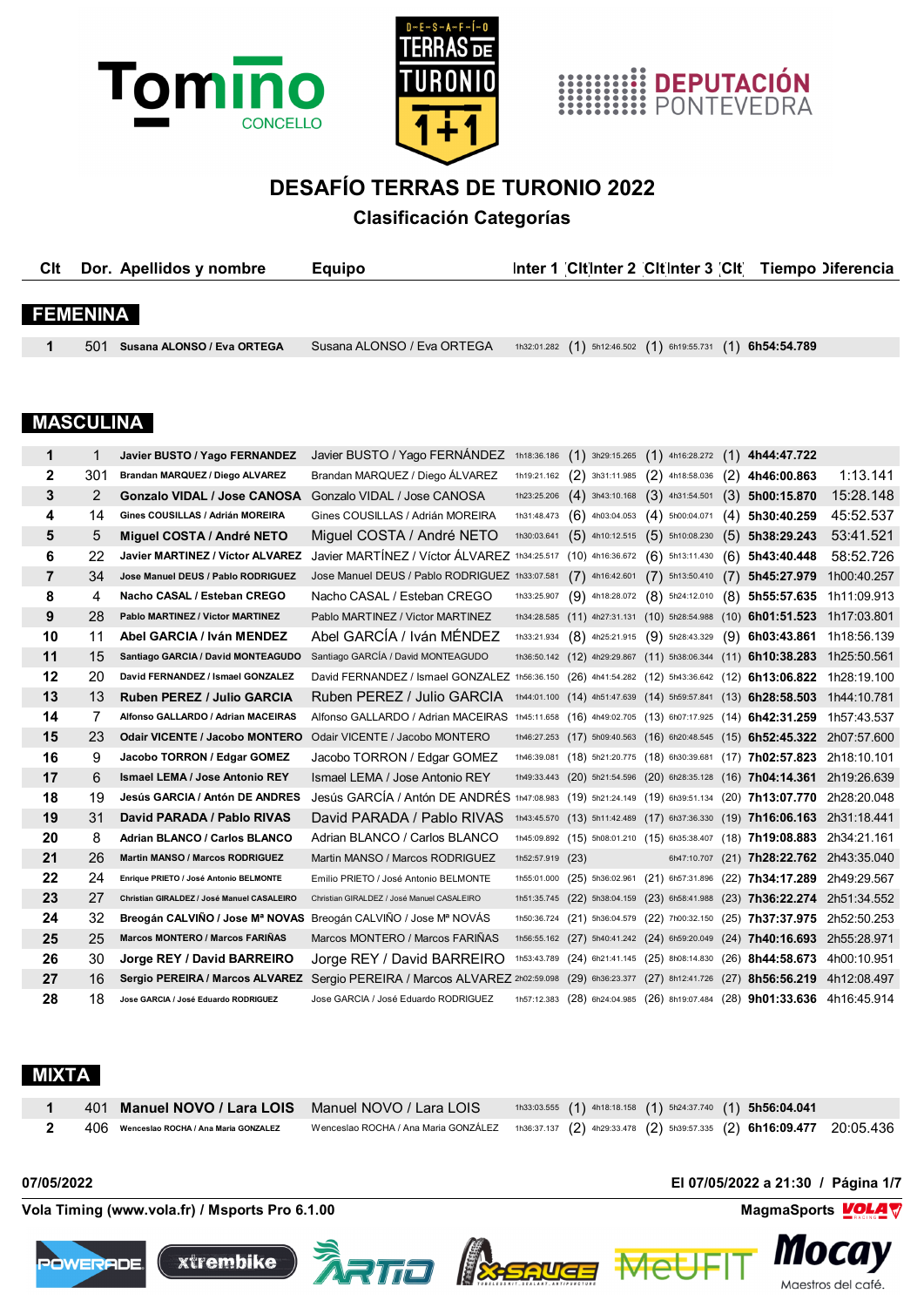# DESAFÍO TERRAS DE TURONIO 2022

## Clasificación Categorías

### FEMENINA

| Clt | Dor. | Apellidos y nombre | Equipo | Inter 1 | Clt | Inter 2 | Clt | Inter 3 | Clt | Tiempo | Diferencia |
|---|---|---|---|---|---|---|---|---|---|---|---|
| 1 | 501 | **Susana ALONSO / Eva ORTEGA** | Susana ALONSO / Eva ORTEGA | 1h32:01.282 | (1) | 5h12:46.502 | (1) | 6h19:55.731 | (1) | **6h54:54.789** | |

### MASCULINA

| Clt | Dor. | Apellidos y nombre | Equipo | Inter 1 | Clt | Inter 2 | Clt | Inter 3 | Clt | Tiempo | Diferencia |
|---|---|---|---|---|---|---|---|---|---|---|---|
| 1 | 1 | **Javier BUSTO / Yago FERNANDEZ** | Javier BUSTO / Yago FERNÁNDEZ | 1h18:36.186 | (1) | 3h29:15.265 | (1) | 4h16:28.272 | (1) | **4h44:47.722** | |
| 2 | 301 | **Brandan MARQUEZ / Diego ALVAREZ** | Brandan MARQUEZ / Diego ÁLVAREZ | 1h19:21.162 | (2) | 3h31:11.985 | (2) | 4h18:58.036 | (2) | **4h46:00.863** | 1:13.141 |
| 3 | 2 | **Gonzalo VIDAL / Jose CANOSA** | Gonzalo VIDAL / Jose CANOSA | 1h23:25.206 | (4) | 3h43:10.168 | (3) | 4h31:54.501 | (3) | **5h00:15.870** | 15:28.148 |
| 4 | 14 | **Gines COUSILLAS / Adrián MOREIRA** | Gines COUSILLAS / Adrián MOREIRA | 1h31:48.473 | (6) | 4h03:04.053 | (4) | 5h00:04.071 | (4) | **5h30:40.259** | 45:52.537 |
| 5 | 5 | **Miguel COSTA / André NETO** | Miguel COSTA / André NETO | 1h30:03.641 | (5) | 4h10:12.515 | (5) | 5h10:08.230 | (5) | **5h38:29.243** | 53:41.521 |
| 6 | 22 | **Javier MARTINEZ / Victor ALVAREZ** | Javier MARTÍNEZ / Víctor ÁLVAREZ | 1h34:25.517 | (10) | 4h16:36.672 | (6) | 5h13:11.430 | (6) | **5h43:40.448** | 58:52.726 |
| 7 | 34 | **Jose Manuel DEUS / Pablo RODRIGUEZ** | Jose Manuel DEUS / Pablo RODRIGUEZ | 1h33:07.581 | (7) | 4h16:42.601 | (7) | 5h13:50.410 | (7) | **5h45:27.979** | 1h00:40.257 |
| 8 | 4 | **Nacho CASAL / Esteban CREGO** | Nacho CASAL / Esteban CREGO | 1h33:25.907 | (9) | 4h18:28.072 | (8) | 5h24:12.010 | (8) | **5h55:57.635** | 1h11:09.913 |
| 9 | 28 | **Pablo MARTINEZ / Victor MARTINEZ** | Pablo MARTINEZ / Victor MARTINEZ | 1h34:28.585 | (11) | 4h27:31.131 | (10) | 5h28:54.988 | (10) | **6h01:51.523** | 1h17:03.801 |
| 10 | 11 | **Abel GARCIA / Iván MENDEZ** | Abel GARCÍA / Iván MÉNDEZ | 1h33:21.934 | (8) | 4h25:21.915 | (9) | 5h28:43.329 | (9) | **6h03:43.861** | 1h18:56.139 |
| 11 | 15 | **Santiago GARCIA / David MONTEAGUDO** | Santiago GARCÍA / David MONTEAGUDO | 1h36:50.142 | (12) | 4h29:29.867 | (11) | 5h38:06.344 | (11) | **6h10:38.283** | 1h25:50.561 |
| 12 | 20 | **David FERNANDEZ / Ismael GONZALEZ** | David FERNANDEZ / Ismael GONZALEZ | 1h56:36.150 | (26) | 4h41:54.282 | (12) | 5h43:36.642 | (12) | **6h13:06.822** | 1h28:19.100 |
| 13 | 13 | **Ruben PEREZ / Julio GARCIA** | Ruben PEREZ / Julio GARCIA | 1h44:01.100 | (14) | 4h51:47.639 | (14) | 5h59:57.841 | (13) | **6h28:58.503** | 1h44:10.781 |
| 14 | 7 | **Alfonso GALLARDO / Adrian MACEIRAS** | Alfonso GALLARDO / Adrian MACEIRAS | 1h45:11.658 | (16) | 4h49:02.705 | (13) | 6h07:17.925 | (14) | **6h42:31.259** | 1h57:43.537 |
| 15 | 23 | **Odair VICENTE / Jacobo MONTERO** | Odair VICENTE / Jacobo MONTERO | 1h46:27.253 | (17) | 5h09:40.563 | (16) | 6h20:48.545 | (15) | **6h52:45.322** | 2h07:57.600 |
| 16 | 9 | **Jacobo TORRON / Edgar GOMEZ** | Jacobo TORRON / Edgar GOMEZ | 1h46:39.081 | (18) | 5h21:20.775 | (18) | 6h30:39.681 | (17) | **7h02:57.823** | 2h18:10.101 |
| 17 | 6 | **Ismael LEMA / Jose Antonio REY** | Ismael LEMA / Jose Antonio REY | 1h49:33.443 | (20) | 5h21:54.596 | (20) | 6h28:35.128 | (16) | **7h04:14.361** | 2h19:26.639 |
| 18 | 19 | **Jesús GARCIA / Antón DE ANDRES** | Jesús GARCÍA / Antón DE ANDRÉS | 1h47:08.983 | (19) | 5h21:24.149 | (19) | 6h39:51.134 | (20) | **7h13:07.770** | 2h28:20.048 |
| 19 | 31 | **David PARADA / Pablo RIVAS** | David PARADA / Pablo RIVAS | 1h43:45.570 | (13) | 5h11:42.489 | (17) | 6h37:36.330 | (19) | **7h16:06.163** | 2h31:18.441 |
| 20 | 8 | **Adrian BLANCO / Carlos BLANCO** | Adrian BLANCO / Carlos BLANCO | 1h45:09.892 | (15) | 5h08:01.210 | (15) | 6h35:38.407 | (18) | **7h19:08.883** | 2h34:21.161 |
| 21 | 26 | **Martin MANSO / Marcos RODRIGUEZ** | Martin MANSO / Marcos RODRIGUEZ | 1h52:57.919 | (23) | | | 6h47:10.707 | (21) | **7h28:22.762** | 2h43:35.040 |
| 22 | 24 | **Enrique PRIETO / José Antonio BELMONTE** | Emilio PRIETO / José Antonio BELMONTE | 1h55:01.000 | (25) | 5h36:02.961 | (21) | 6h57:31.896 | (22) | **7h34:17.289** | 2h49:29.567 |
| 23 | 27 | **Christian GIRALDEZ / José Manuel CASALEIRO** | Christian GIRALDEZ / José Manuel CASALEIRO | 1h51:35.745 | (22) | 5h38:04.159 | (23) | 6h58:41.988 | (23) | **7h36:22.274** | 2h51:34.552 |
| 24 | 32 | **Breogán CALVIÑO / Jose Mª NOVAS** | Breogán CALVIÑO / Jose Mª NOVÁS | 1h50:36.724 | (21) | 5h36:04.579 | (22) | 7h00:32.150 | (25) | **7h37:37.975** | 2h52:50.253 |
| 25 | 25 | **Marcos MONTERO / Marcos FARIÑAS** | Marcos MONTERO / Marcos FARIÑAS | 1h56:55.162 | (27) | 5h40:41.242 | (24) | 6h59:20.049 | (24) | **7h40:16.693** | 2h55:28.971 |
| 26 | 30 | **Jorge REY / David BARREIRO** | Jorge REY / David BARREIRO | 1h53:43.789 | (24) | 6h21:41.145 | (25) | 8h08:14.830 | (26) | **8h44:58.673** | 4h00:10.951 |
| 27 | 16 | **Sergio PEREIRA / Marcos ALVAREZ** | Sergio PEREIRA / Marcos ALVAREZ | 2h02:59.098 | (29) | 6h36:23.377 | (27) | 8h12:41.726 | (27) | **8h56:56.219** | 4h12:08.497 |
| 28 | 18 | **Jose GARCIA / José Eduardo RODRIGUEZ** | Jose GARCIA / José Eduardo RODRIGUEZ | 1h57:12.383 | (28) | 6h24:04.985 | (26) | 8h19:07.484 | (28) | **9h01:33.636** | 4h16:45.914 |

### MIXTA

| Clt | Dor. | Apellidos y nombre | Equipo | Inter 1 | Clt | Inter 2 | Clt | Inter 3 | Clt | Tiempo | Diferencia |
|---|---|---|---|---|---|---|---|---|---|---|---|
| 1 | 401 | **Manuel NOVO / Lara LOIS** | Manuel NOVO / Lara LOIS | 1h33:03.555 | (1) | 4h18:18.158 | (1) | 5h24:37.740 | (1) | **5h56:04.041** | |
| 2 | 406 | **Wenceslao ROCHA / Ana Maria GONZALEZ** | Wenceslao ROCHA / Ana Maria GONZÁLEZ | 1h36:37.137 | (2) | 4h29:33.478 | (2) | 5h39:57.335 | (2) | **6h16:09.477** | 20:05.436 |

07/05/2022 — El 07/05/2022 a 21:30

Vola Timing (www.vola.fr) / Msports Pro 6.1.00 — MagmaSports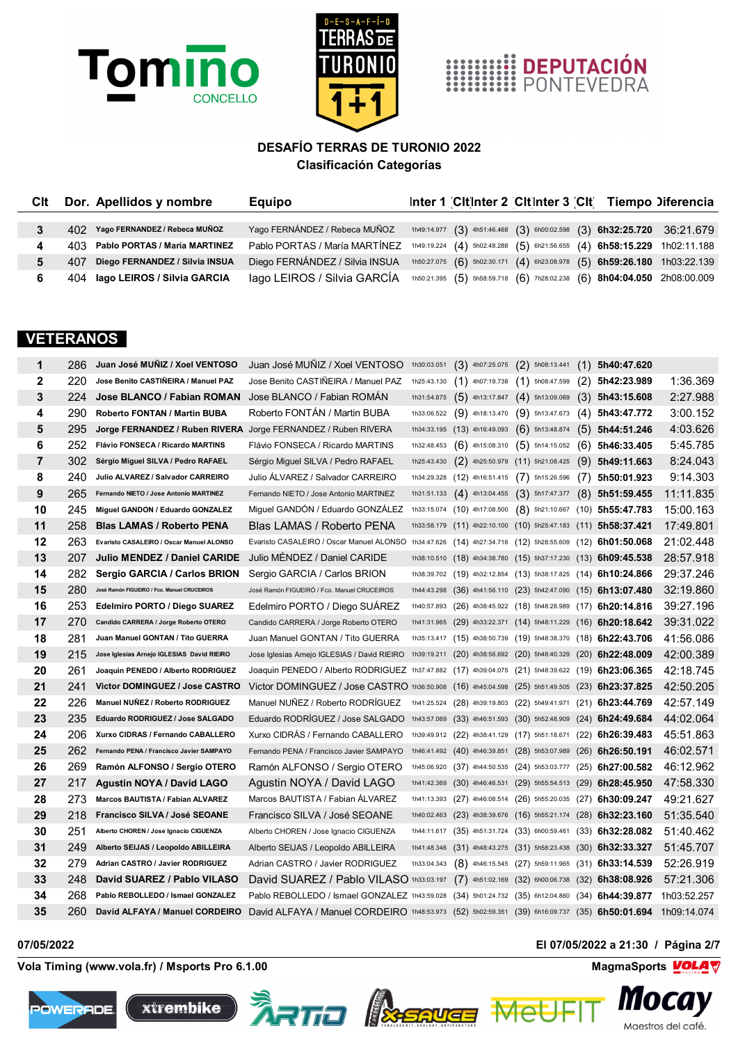**DESAFÍO TERRAS DE TURONIO 2022**
**Clasificación Categorías**

| Clt | Dor. | Apellidos y nombre | Equipo | Inter 1 | Clt | Inter 2 | Clt | Inter 3 | Clt | Tiempo | Diferencia |
|---|---|---|---|---|---|---|---|---|---|---|---|
| 3 | 402 | Yago FERNANDEZ / Rebeca MUÑOZ | Yago FERNÁNDEZ / Rebeca MUÑOZ | 1h49:14.977 | (3) | 4h51:46.468 | (3) | 6h00:02.598 | (3) | 6h32:25.720 | 36:21.679 |
| 4 | 403 | Pablo PORTAS / María MARTINEZ | Pablo PORTAS / María MARTÍNEZ | 1h49:19.224 | (4) | 5h02:48.288 | (5) | 6h21:56.655 | (4) | 6h58:15.229 | 1h02:11.188 |
| 5 | 407 | Diego FERNANDEZ / Silvia INSUA | Diego FERNÁNDEZ / Silvia INSUA | 1h50:27.075 | (6) | 5h02:30.171 | (4) | 6h23:08.978 | (5) | 6h59:26.180 | 1h03:22.139 |
| 6 | 404 | Iago LEIROS / Silvia GARCIA | Iago LEIROS / Silvia GARCÍA | 1h50:21.395 | (5) | 5h58:59.718 | (6) | 7h28:02.238 | (6) | 8h04:04.050 | 2h08:00.009 |

## VETERANOS

| Clt | Dor. | Apellidos y nombre | Equipo | Inter 1 | Clt | Inter 2 | Clt | Inter 3 | Clt | Tiempo | Diferencia |
|---|---|---|---|---|---|---|---|---|---|---|---|
| 1 | 286 | Juan José MUÑIZ / Xoel VENTOSO | Juan José MUÑIZ / Xoel VENTOSO | 1h30:03.051 | (3) | 4h07:25.075 | (2) | 5h08:13.441 | (1) | 5h40:47.620 | |
| 2 | 220 | Jose Benito CASTIÑEIRA / Manuel PAZ | Jose Benito CASTIÑEIRA / Manuel PAZ | 1h25:43.130 | (1) | 4h07:19.738 | (1) | 5h08:47.599 | (2) | 5h42:23.989 | 1:36.369 |
| 3 | 224 | Jose BLANCO / Fabian ROMAN | Jose BLANCO / Fabian ROMÁN | 1h31:54.875 | (5) | 4h13:17.847 | (4) | 5h13:09.069 | (3) | 5h43:15.608 | 2:27.988 |
| 4 | 290 | Roberto FONTAN / Martin BUBA | Roberto FONTÁN / Martin BUBA | 1h33:06.522 | (9) | 4h18:13.470 | (9) | 5h13:47.673 | (4) | 5h43:47.772 | 3:00.152 |
| 5 | 295 | Jorge FERNANDEZ / Ruben RIVERA | Jorge FERNANDEZ / Ruben RIVERA | 1h34:33.195 | (13) | 4h16:49.093 | (6) | 5h13:48.874 | (5) | 5h44:51.246 | 4:03.626 |
| 6 | 252 | Flávio FONSECA / Ricardo MARTINS | Flávio FONSECA / Ricardo MARTINS | 1h32:48.453 | (6) | 4h15:08.310 | (5) | 5h14:15.052 | (6) | 5h46:33.405 | 5:45.785 |
| 7 | 302 | Sérgio Miguel SILVA / Pedro RAFAEL | Sérgio Miguel SILVA / Pedro RAFAEL | 1h25:43.430 | (2) | 4h25:50.979 | (11) | 5h21:08.425 | (9) | 5h49:11.663 | 8:24.043 |
| 8 | 240 | Julio ALVAREZ / Salvador CARREIRO | Julio ÁLVAREZ / Salvador CARREIRO | 1h34:29.328 | (12) | 4h16:51.415 | (7) | 5h15:26.596 | (7) | 5h50:01.923 | 9:14.303 |
| 9 | 265 | Fernando NIETO / Jose Antonio MARTINEZ | Fernando NIETO / Jose Antonio MARTINEZ | 1h31:51.133 | (4) | 4h13:04.455 | (3) | 5h17:47.377 | (8) | 5h51:59.455 | 11:11.835 |
| 10 | 245 | Miguel GANDON / Eduardo GONZALEZ | Miguel GANDÓN / Eduardo GONZÁLEZ | 1h33:15.074 | (10) | 4h17:08.500 | (8) | 5h21:10.667 | (10) | 5h55:47.783 | 15:00.163 |
| 11 | 258 | Blas LAMAS / Roberto PENA | Blas LAMAS / Roberto PENA | 1h33:58.179 | (11) | 4h22:10.100 | (10) | 5h25:47.183 | (11) | 5h58:37.421 | 17:49.801 |
| 12 | 263 | Evaristo CASALEIRO / Oscar Manuel ALONSO | Evaristo CASALEIRO / Oscar Manuel ALONSO | 1h34:47.626 | (14) | 4h27:34.716 | (12) | 5h28:55.609 | (12) | 6h01:50.068 | 21:02.448 |
| 13 | 207 | Julio MENDEZ / Daniel CARIDE | Julio MÉNDEZ / Daniel CARIDE | 1h38:10.510 | (18) | 4h34:38.780 | (15) | 5h37:17.230 | (13) | 6h09:45.538 | 28:57.918 |
| 14 | 282 | Sergio GARCIA / Carlos BRION | Sergio GARCIA / Carlos BRION | 1h38:39.702 | (19) | 4h32:12.854 | (13) | 5h38:17.825 | (14) | 6h10:24.866 | 29:37.246 |
| 15 | 280 | José Ramón FIGUEIRO / Fco. Manuel CRUCEIROS | José Ramón FIGUEIRÓ / Fco. Manuel CRUCEIROS | 1h44:43.298 | (36) | 4h41:56.110 | (23) | 5h42:47.090 | (15) | 6h13:07.480 | 32:19.860 |
| 16 | 253 | Edelmiro PORTO / Diego SUAREZ | Edelmiro PORTO / Diego SUÁREZ | 1h40:57.893 | (26) | 4h38:45.922 | (18) | 5h48:28.989 | (17) | 6h20:14.816 | 39:27.196 |
| 17 | 270 | Candido CARRERA / Jorge Roberto OTERO | Candido CARRERA / Jorge Roberto OTERO | 1h41:31.965 | (29) | 4h33:22.371 | (14) | 5h48:11.229 | (16) | 6h20:18.642 | 39:31.022 |
| 18 | 281 | Juan Manuel GONTAN / Tito GUERRA | Juan Manuel GONTAN / Tito GUERRA | 1h35:13.417 | (15) | 4h38:50.739 | (19) | 5h48:38.370 | (18) | 6h22:43.706 | 41:56.086 |
| 19 | 215 | Jose Iglesias Arnejo IGLESIAS David REIRO | Jose Iglesias Arnejo IGLESIAS / David RIEIRO | 1h39:19.211 | (20) | 4h38:56.692 | (20) | 5h48:40.329 | (20) | 6h22:48.009 | 42:00.389 |
| 20 | 261 | Joaquin PENEDO / Alberto RODRIGUEZ | Joaquin PENEDO / Alberto RODRIGUEZ | 1h37:47.882 | (17) | 4h39:04.075 | (21) | 5h48:39.622 | (19) | 6h23:06.365 | 42:18.745 |
| 21 | 241 | Victor DOMINGUEZ / Jose CASTRO | Victor DOMINGUEZ / Jose CASTRO | 1h36:50.908 | (16) | 4h45:04.598 | (25) | 5h51:49.505 | (23) | 6h23:37.825 | 42:50.205 |
| 22 | 226 | Manuel NUÑEZ / Roberto RODRIGUEZ | Manuel NUÑEZ / Roberto RODRÍGUEZ | 1h41:25.524 | (28) | 4h39:19.803 | (22) | 5h49:41.971 | (21) | 6h23:44.769 | 42:57.149 |
| 23 | 235 | Eduardo RODRIGUEZ / Jose SALGADO | Eduardo RODRÍGUEZ / Jose SALGADO | 1h43:57.069 | (33) | 4h46:51.593 | (30) | 5h52:48.909 | (24) | 6h24:49.684 | 44:02.064 |
| 24 | 206 | Xurxo CIDRAS / Fernando CABALLERO | Xurxo CIDRÁS / Fernando CABALLERO | 1h39:49.912 | (22) | 4h38:41.129 | (17) | 5h51:18.671 | (22) | 6h26:39.483 | 45:51.863 |
| 25 | 262 | Fernando PENA / Francisco Javier SAMPAYO | Fernando PENA / Francisco Javier SAMPAYO | 1h46:41.492 | (40) | 4h46:39.851 | (28) | 5h53:07.989 | (26) | 6h26:50.191 | 46:02.571 |
| 26 | 269 | Ramón ALFONSO / Sergio OTERO | Ramón ALFONSO / Sergio OTERO | 1h45:06.920 | (37) | 4h44:50.535 | (24) | 5h53:03.777 | (25) | 6h27:00.582 | 46:12.962 |
| 27 | 217 | Agustin NOYA / David LAGO | Agustin NOYA / David LAGO | 1h41:42.369 | (30) | 4h46:46.531 | (29) | 5h55:54.513 | (29) | 6h28:45.950 | 47:58.330 |
| 28 | 273 | Marcos BAUTISTA / Fabian ALVAREZ | Marcos BAUTISTA / Fabian ÁLVAREZ | 1h41:13.393 | (27) | 4h46:08.514 | (26) | 5h55:20.035 | (27) | 6h30:09.247 | 49:21.627 |
| 29 | 218 | Francisco SILVA / José SEOANE | Francisco SILVA / José SEOANE | 1h40:02.463 | (23) | 4h38:39.676 | (16) | 5h55:21.174 | (28) | 6h32:23.160 | 51:35.540 |
| 30 | 251 | Alberto CHOREN / Jose Ignacio CIGUENZA | Alberto CHOREN / Jose Ignacio CIGUENZA | 1h44:11.617 | (35) | 4h51:31.724 | (33) | 6h00:59.461 | (33) | 6h32:28.082 | 51:40.462 |
| 31 | 249 | Alberto SEIJAS / Leopoldo ABILLEIRA | Alberto SEIJAS / Leopoldo ABILLEIRA | 1h41:48.346 | (31) | 4h48:43.275 | (31) | 5h58:23.438 | (30) | 6h32:33.327 | 51:45.707 |
| 32 | 279 | Adrian CASTRO / Javier RODRIGUEZ | Adrian CASTRO / Javier RODRIGUEZ | 1h33:04.343 | (8) | 4h46:15.545 | (27) | 5h59:11.965 | (31) | 6h33:14.539 | 52:26.919 |
| 33 | 248 | David SUAREZ / Pablo VILASO | David SUAREZ / Pablo VILASO | 1h33:03.197 | (7) | 4h51:02.169 | (32) | 6h00:06.738 | (32) | 6h38:08.926 | 57:21.306 |
| 34 | 268 | Pablo REBOLLEDO / Ismael GONZALEZ | Pablo REBOLLEDO / Ismael GONZALEZ | 1h43:59.028 | (34) | 5h01:24.732 | (35) | 6h12:04.860 | (34) | 6h44:39.877 | 1h03:52.257 |
| 35 | 260 | David ALFAYA / Manuel CORDEIRO | David ALFAYA / Manuel CORDEIRO | 1h48:53.973 | (52) | 5h02:59.351 | (39) | 6h16:09.737 | (35) | 6h50:01.694 | 1h09:14.074 |

07/05/2022

El 07/05/2022 a 21:30 / Página 2/7

Vola Timing (www.vola.fr) / Msports Pro 6.1.00

MagmaSports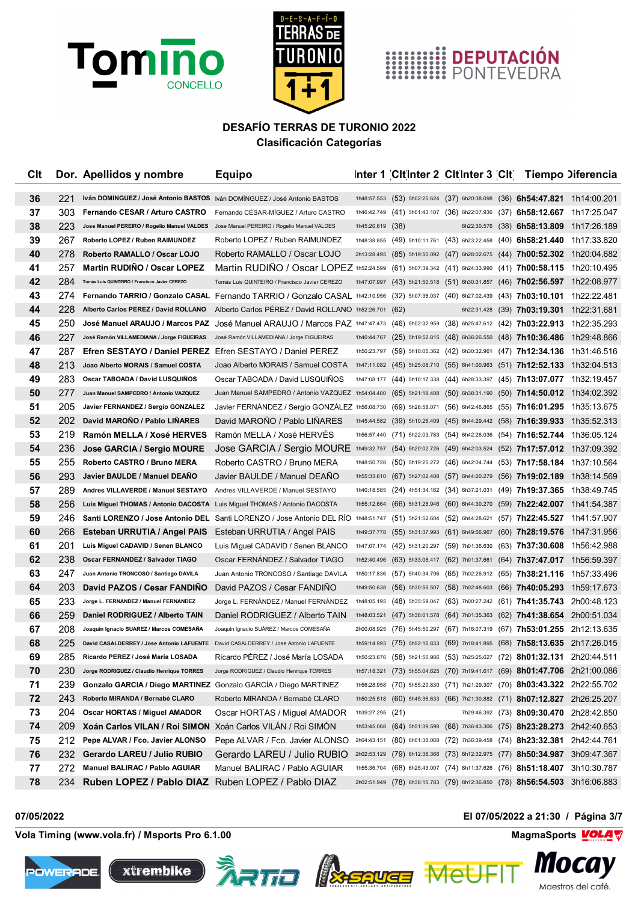## DESAFÍO TERRAS DE TURONIO 2022

### Clasificación Categorías

| Clt | Dor. | Apellidos y nombre | Equipo | Inter 1 | Clt | Inter 2 | Clt | Inter 3 | Clt | Tiempo | Diferencia |
|---|---|---|---|---|---|---|---|---|---|---|---|
| 36 | 221 | Iván DOMINGUEZ / José Antonio BASTOS | Iván DOMÍNGUEZ / José Antonio BASTOS | 1h48:57.553 | (53) | 5h02:25.624 | (37) | 6h20:38.098 | (36) | **6h54:47.821** | 1h14:00.201 |
| 37 | 303 | Fernando CESAR / Arturo CASTRO | Fernando CÉSAR-MÍGUEZ / Arturo CASTRO | 1h46:42.749 | (41) | 5h01:43.107 | (36) | 6h22:07.936 | (37) | **6h58:12.667** | 1h17:25.047 |
| 38 | 223 | Jose Manuel PEREIRO / Rogelio Manuel VALDES | Jose Manuel PEREIRO / Rogelio Manuel VALDES | 1h45:20.619 | (38) | | | 6h22:30.576 | (38) | **6h58:13.809** | 1h17:26.189 |
| 39 | 267 | Roberto LOPEZ / Ruben RAIMUNDEZ | Roberto LOPEZ / Ruben RAIMUNDEZ | 1h48:38.855 | (49) | 5h10:11.761 | (43) | 6h23:22.458 | (40) | **6h58:21.440** | 1h17:33.820 |
| 40 | 278 | Roberto RAMALLO / Oscar LOJO | Roberto RAMALLO / Oscar LOJO | 2h13:28.495 | (85) | 5h19:50.092 | (47) | 6h28:02.675 | (44) | **7h00:52.302** | 1h20:04.682 |
| 41 | 257 | Martin RUDIÑO / Oscar LOPEZ | Martin RUDIÑO / Oscar LOPEZ | 1h52:24.599 | (61) | 5h07:39.342 | (41) | 6h24:33.990 | (41) | **7h00:58.115** | 1h20:10.495 |
| 42 | 284 | Tomás Luis QUINTEIRO / Francisco Javier CEREZO | Tomás Luis QUINTEIRO / Francisco Javier CEREZO | 1h47:07.997 | (43) | 5h21:50.518 | (51) | 6h30:31.857 | (46) | **7h02:56.597** | 1h22:08.977 |
| 43 | 274 | Fernando TARRIO / Gonzalo CASAL | Fernando TARRIO / Gonzalo CASAL | 1h42:10.956 | (32) | 5h07:36.037 | (40) | 6h27:02.439 | (43) | **7h03:10.101** | 1h22:22.481 |
| 44 | 228 | Alberto Carlos PEREZ / David ROLLANO | Alberto Carlos PÉREZ / David ROLLANO | 1h52:26.701 | (62) | | | 6h22:31.428 | (39) | **7h03:19.301** | 1h22:31.681 |
| 45 | 250 | José Manuel ARAUJO / Marcos PAZ | José Manuel ARAUJO / Marcos PAZ | 1h47:47.473 | (46) | 5h02:32.959 | (38) | 6h25:47.612 | (42) | **7h03:22.913** | 1h22:35.293 |
| 46 | 227 | José Ramón VILLAMEDIANA / Jorge FIGUEIRAS | José Ramón VILLAMEDIANA / Jorge FIGUEIRAS | 1h40:44.767 | (25) | 5h19:52.815 | (48) | 6h36:26.550 | (48) | **7h10:36.486** | 1h29:48.866 |
| 47 | 287 | Efren SESTAYO / Daniel PEREZ | Efren SESTAYO / Daniel PEREZ | 1h50:23.797 | (59) | 5h10:05.362 | (42) | 6h30:32.961 | (47) | **7h12:34.136** | 1h31:46.516 |
| 48 | 213 | Joao Alberto MORAIS / Samuel COSTA | Joao Alberto MORAIS / Samuel COSTA | 1h47:11.082 | (45) | 5h25:08.710 | (55) | 6h41:00.963 | (51) | **7h12:52.133** | 1h32:04.513 |
| 49 | 283 | Oscar TABOADA / David LUSQUIÑOS | Oscar TABOADA / David LUSQUIÑOS | 1h47:08.177 | (44) | 5h10:17.338 | (44) | 6h28:33.397 | (45) | **7h13:07.077** | 1h32:19.457 |
| 50 | 277 | Juan Manuel SAMPEDRO / Antonio VAZQUEZ | Juan Manuel SAMPEDRO / Antonio VAZQUEZ | 1h54:04.400 | (65) | 5h21:18.408 | (50) | 6h38:31.190 | (50) | **7h14:50.012** | 1h34:02.392 |
| 51 | 205 | Javier FERNANDEZ / Sergio GONZALEZ | Javier FERNÁNDEZ / Sergio GONZÁLEZ | 1h56:08.730 | (69) | 5h26:58.071 | (56) | 6h42:46.865 | (55) | **7h16:01.295** | 1h35:13.675 |
| 52 | 202 | David MAROÑO / Pablo LIÑARES | David MAROÑO / Pablo LIÑARES | 1h45:44.582 | (39) | 5h10:26.409 | (45) | 6h44:29.442 | (58) | **7h16:39.933** | 1h35:52.313 |
| 53 | 219 | Ramón MELLA / Xosé HERVES | Ramón MELLA / Xosé HERVÉS | 1h56:57.440 | (71) | 5h22:03.783 | (54) | 6h42:26.036 | (54) | **7h16:52.744** | 1h36:05.124 |
| 54 | 236 | Jose GARCIA / Sergio MOURE | Jose GARCIA / Sergio MOURE | 1h49:32.757 | (54) | 5h20:02.726 | (49) | 6h42:03.524 | (52) | **7h17:57.012** | 1h37:09.392 |
| 55 | 255 | Roberto CASTRO / Bruno MERA | Roberto CASTRO / Bruno MERA | 1h48:50.728 | (50) | 5h19:25.272 | (46) | 6h42:04.744 | (53) | **7h17:58.184** | 1h37:10.564 |
| 56 | 293 | Javier BAULDE / Manuel DEAÑO | Javier BAULDE / Manuel DEAÑO | 1h55:33.610 | (67) | 5h27:02.408 | (57) | 6h44:20.279 | (56) | **7h19:02.189** | 1h38:14.569 |
| 57 | 289 | Andres VILLAVERDE / Manuel SESTAYO | Andres VILLAVERDE / Manuel SESTAYO | 1h40:18.585 | (24) | 4h51:34.162 | (34) | 6h37:21.031 | (49) | **7h19:37.365** | 1h38:49.745 |
| 58 | 256 | Luis Miguel THOMAS / Antonio DACOSTA | Luis Miguel THOMAS / Antonio DACOSTA | 1h55:12.664 | (66) | 5h31:28.946 | (60) | 6h44:30.270 | (59) | **7h22:42.007** | 1h41:54.387 |
| 59 | 246 | Santi LORENZO / Jose Antonio DEL | Santi LORENZO / Jose Antonio DEL RÍO | 1h48:51.747 | (51) | 5h21:52.604 | (52) | 6h44:28.621 | (57) | **7h22:45.527** | 1h41:57.907 |
| 60 | 266 | Esteban URRUTIA / Angel PAIS | Esteban URRUTIA / Angel PAIS | 1h49:37.778 | (55) | 5h31:37.993 | (61) | 6h49:56.967 | (60) | **7h28:19.576** | 1h47:31.956 |
| 61 | 201 | Luis Miguel CADAVID / Senen BLANCO | Luis Miguel CADAVID / Senen BLANCO | 1h47:07.174 | (42) | 5h31:20.297 | (59) | 7h01:36.630 | (63) | **7h37:30.608** | 1h56:42.988 |
| 62 | 238 | Oscar FERNANDEZ / Salvador TIAGO | Oscar FERNÁNDEZ / Salvador TIAGO | 1h52:40.496 | (63) | 5h33:08.417 | (62) | 7h01:37.661 | (64) | **7h37:47.017** | 1h56:59.397 |
| 63 | 247 | Juan Antonio TRONCOSO / Santiago DAVILA | Juan Antonio TRONCOSO / Santiago DAVILA | 1h50:17.836 | (57) | 5h40:34.796 | (65) | 7h02:26.912 | (65) | **7h38:21.116** | 1h57:33.496 |
| 64 | 203 | David PAZOS / Cesar FANDIÑO | David PAZOS / Cesar FANDIÑO | 1h49:50.638 | (56) | 5h30:56.507 | (58) | 7h02:48.603 | (66) | **7h40:05.293** | 1h59:17.673 |
| 65 | 233 | Jorge L. FERNANDEZ / Manuel FERNANDEZ | Jorge L. FERNÁNDEZ / Manuel FERNÁNDEZ | 1h48:05.195 | (48) | 5h35:59.047 | (63) | 7h00:27.242 | (61) | **7h41:35.743** | 2h00:48.123 |
| 66 | 259 | Daniel RODRIGUEZ / Alberto TAIN | Daniel RODRIGUEZ / Alberto TAIN | 1h48:03.521 | (47) | 5h36:01.578 | (64) | 7h01:35.363 | (62) | **7h41:38.654** | 2h00:51.034 |
| 67 | 208 | Joaquín Ignacio SUAREZ / Marcos COMESAÑA | Joaquín Ignacio SUÁREZ / Marcos COMESAÑA | 2h00:08.925 | (76) | 5h45:50.297 | (67) | 7h16:07.319 | (67) | **7h53:01.255** | 2h12:13.635 |
| 68 | 225 | David CASALDERREY / Jose Antonio LAFUENTE | David CASALDERREY / Jose Antonio LAFUENTE | 1h59:14.993 | (75) | 5h52:15.833 | (69) | 7h18:41.895 | (68) | **7h58:13.635** | 2h17:26.015 |
| 69 | 285 | Ricardo PEREZ / José María LOSADA | Ricardo PÉREZ / José María LOSADA | 1h50:23.676 | (58) | 5h21:56.986 | (53) | 7h25:25.627 | (72) | **8h01:32.131** | 2h20:44.511 |
| 70 | 230 | Jorge RODRIGUEZ / Claudio Henrique TORRES | Jorge RODRIGUEZ / Claudio Henrique TORRES | 1h57:18.321 | (73) | 5h55:04.625 | (70) | 7h19:41.617 | (69) | **8h01:47.706** | 2h21:00.086 |
| 71 | 239 | Gonzalo GARCIA / Diego MARTINEZ | Gonzalo GARCÍA / Diego MARTINEZ | 1h56:28.958 | (70) | 5h55:20.830 | (71) | 7h21:29.307 | (70) | **8h03:43.322** | 2h22:55.702 |
| 72 | 243 | Roberto MIRANDA / Bernabé CLARO | Roberto MIRANDA / Bernabé CLARO | 1h50:25.518 | (60) | 5h45:36.633 | (66) | 7h21:30.882 | (71) | **8h07:12.827** | 2h26:25.207 |
| 73 | 204 | Oscar HORTAS / Miguel AMADOR | Oscar HORTAS / Miguel AMADOR | 1h39:27.295 | (21) | | | 7h29:46.392 | (73) | **8h09:30.470** | 2h28:42.850 |
| 74 | 209 | Xoán Carlos VILAN / Roi SIMON | Xoán Carlos VILÁN / Roi SIMÓN | 1h53:45.068 | (64) | 5h51:39.598 | (68) | 7h36:43.306 | (75) | **8h23:28.273** | 2h42:40.653 |
| 75 | 212 | Pepe ALVAR / Fco. Javier ALONSO | Pepe ALVAR / Fco. Javier ALONSO | 2h04:43.151 | (80) | 6h01:38.068 | (72) | 7h36:39.458 | (74) | **8h23:32.381** | 2h42:44.761 |
| 76 | 232 | Gerardo LAREU / Julio RUBIO | Gerardo LAREU / Julio RUBIO | 2h02:53.129 | (79) | 6h12:38.366 | (73) | 8h12:32.975 | (77) | **8h50:34.987** | 3h09:47.367 |
| 77 | 272 | Manuel BALIRAC / Pablo AGUIAR | Manuel BALIRAC / Pablo AGUIAR | 1h55:36.704 | (68) | 6h25:43.007 | (74) | 8h11:37.626 | (76) | **8h51:18.407** | 3h10:30.787 |
| 78 | 234 | Ruben LOPEZ / Pablo DIAZ | Ruben LOPEZ / Pablo DIAZ | 2h02:51.949 | (78) | 6h36:15.783 | (79) | 8h12:36.850 | (78) | **8h56:54.503** | 3h16:06.883 |

07/05/2022 — El 07/05/2022 a 21:30

Vola Timing (www.vola.fr) / Msports Pro 6.1.00 — MagmaSports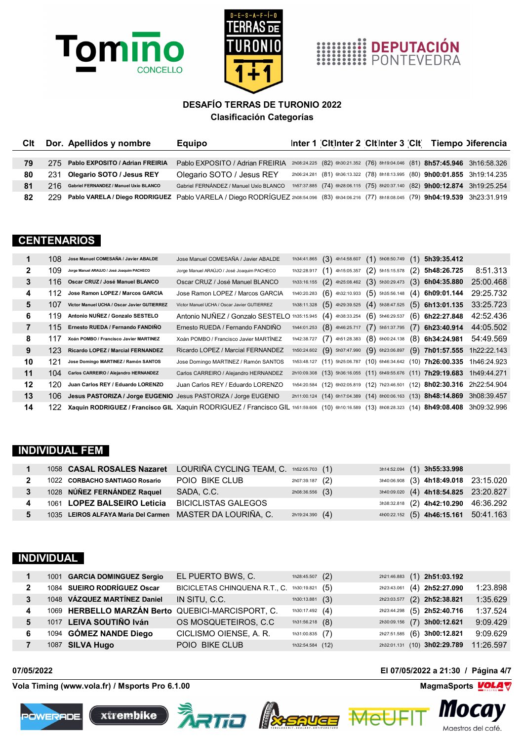**DESAFÍO TERRAS DE TURONIO 2022**
**Clasificación Categorías**

| Clt | Dor. | Apellidos y nombre | Equipo | Inter 1 | Clt | Inter 2 | Clt | Inter 3 | Clt | Tiempo | Diferencia |
|---|---|---|---|---|---|---|---|---|---|---|---|
| 79 | 275 | Pablo EXPOSITO / Adrian FREIRIA | Pablo EXPOSITO / Adrian FREIRIA | 2h08:24.225 | (82) | 6h30:21.352 | (76) | 8h19:04.046 | (81) | 8h57:45.946 | 3h16:58.326 |
| 80 | 231 | Olegario SOTO / Jesus REY | Olegario SOTO / Jesus REY | 2h06:24.281 | (81) | 6h36:13.322 | (78) | 8h18:13.995 | (80) | 9h00:01.855 | 3h19:14.235 |
| 81 | 216 | Gabriel FERNANDEZ / Manuel Uxío BLANCO | Gabriel FERNÁNDEZ / Manuel Uxío BLANCO | 1h57:37.885 | (74) | 6h28:06.115 | (75) | 8h20:37.140 | (82) | 9h00:12.874 | 3h19:25.254 |
| 82 | 229 | Pablo VARELA / Diego RODRIGUEZ | Pablo VARELA / Diego RODRÍGUEZ | 2h08:54.096 | (83) | 6h34:06.216 | (77) | 8h18:08.045 | (79) | 9h04:19.539 | 3h23:31.919 |

## CENTENARIOS

| Clt | Dor. | Apellidos y nombre | Equipo | Inter 1 | Clt | Inter 2 | Clt | Inter 3 | Clt | Tiempo | Diferencia |
|---|---|---|---|---|---|---|---|---|---|---|---|
| 1 | 108 | Jose Manuel COMESAÑA / Javier ABALDE | Jose Manuel COMESAÑA / Javier ABALDE | 1h34:41.865 | (3) | 4h14:58.607 | (1) | 5h08:50.749 | (1) | 5h39:35.412 | |
| 2 | 109 | Jorge Manuel ARAUJO / José Joaquim PACHECO | Jorge Manuel ARAÚJO / José Joaquim PACHECO | 1h32:28.917 | (1) | 4h15:05.357 | (2) | 5h15:15.578 | (2) | 5h48:26.725 | 8:51.313 |
| 3 | 116 | Oscar CRUZ / José Manuel BLANCO | Oscar CRUZ / José Manuel BLANCO | 1h33:16.155 | (2) | 4h25:08.462 | (3) | 5h30:29.473 | (3) | 6h04:35.880 | 25:00.468 |
| 4 | 112 | Jose Ramon LOPEZ / Marcos GARCIA | Jose Ramon LOPEZ / Marcos GARCIA | 1h40:20.283 | (6) | 4h32:10.933 | (5) | 5h35:56.148 | (4) | 6h09:01.144 | 29:25.732 |
| 5 | 107 | Victor Manuel UCHA / Oscar Javier GUTIERREZ | Victor Manuel UCHA / Oscar Javier GUTIERREZ | 1h38:11.328 | (5) | 4h29:39.525 | (4) | 5h38:47.525 | (5) | 6h13:01.135 | 33:25.723 |
| 6 | 119 | Antonio NUÑEZ / Gonzalo SESTELO | Antonio NUÑEZ / Gonzalo SESTELO | 1h35:15.945 | (4) | 4h38:33.254 | (6) | 5h46:29.537 | (6) | 6h22:27.848 | 42:52.436 |
| 7 | 115 | Ernesto RUEDA / Fernando FANDIÑO | Ernesto RUEDA / Fernando FANDIÑO | 1h44:01.253 | (8) | 4h46:25.717 | (7) | 5h51:37.795 | (7) | 6h23:40.914 | 44:05.502 |
| 8 | 117 | Xoán POMBO / Francisco Javier MARTINEZ | Xoán POMBO / Francisco Javier MARTÍNEZ | 1h42:38.727 | (7) | 4h51:28.383 | (8) | 6h00:24.138 | (8) | 6h34:24.981 | 54:49.569 |
| 9 | 123 | Ricardo LOPEZ / Marcial FERNANDEZ | Ricardo LOPEZ / Marcial FERNANDEZ | 1h50:24.602 | (9) | 5h07:47.990 | (9) | 6h23:06.897 | (9) | 7h01:57.555 | 1h22:22.143 |
| 10 | 121 | Jose Domingo MARTINEZ / Ramón SANTOS | Jose Domingo MARTINEZ / Ramón SANTOS | 1h53:48.127 | (11) | 5h25:06.787 | (10) | 6h46:34.642 | (10) | 7h26:00.335 | 1h46:24.923 |
| 11 | 104 | Carlos CARREIRO / Alejandro HERNANDEZ | Carlos CARREIRO / Alejandro HERNANDEZ | 2h10:09.308 | (13) | 5h36:16.055 | (11) | 6h49:55.676 | (11) | 7h29:19.683 | 1h49:44.271 |
| 12 | 120 | Juan Carlos REY / Eduardo LORENZO | Juan Carlos REY / Eduardo LORENZO | 1h54:20.584 | (12) | 6h02:05.819 | (12) | 7h23:46.501 | (12) | 8h02:30.316 | 2h22:54.904 |
| 13 | 106 | Jesus PASTORIZA / Jorge EUGENIO | Jesus PASTORIZA / Jorge EUGENIO | 2h11:00.124 | (14) | 6h17:04.389 | (14) | 8h00:06.163 | (13) | 8h48:14.869 | 3h08:39.457 |
| 14 | 122 | Xaquin RODRIGUEZ / Francisco GIL | Xaquin RODRIGUEZ / Francisco GIL | 1h51:59.606 | (10) | 6h10:16.589 | (13) | 8h08:28.323 | (14) | 8h49:08.408 | 3h09:32.996 |

## INDIVIDUAL FEM

| Clt | Dor. | Apellidos y nombre | Equipo | Inter 1 | Clt | Inter 2 | Clt | Inter 3 | Clt | Tiempo | Diferencia |
|---|---|---|---|---|---|---|---|---|---|---|---|
| 1 | 1058 | CASAL ROSALES Nazaret | LOURIÑA CYCLING TEAM, C. | 1h52:05.703 | (1) | | | 3h14:52.094 | (1) | 3h55:33.998 | |
| 2 | 1022 | CORBACHO SANTIAGO Rosario | POIO BIKE CLUB | 2h07:39.187 | (2) | | | 3h40:06.908 | (3) | 4h18:49.018 | 23:15.020 |
| 3 | 1028 | NÚÑEZ FERNÁNDEZ Raquel | SADA, C.C. | 2h08:36.556 | (3) | | | 3h40:09.020 | (4) | 4h18:54.825 | 23:20.827 |
| 4 | 1061 | LOPEZ BALSEIRO Leticia | BICICLISTAS GALEGOS | | | | | 3h38:32.818 | (2) | 4h42:10.290 | 46:36.292 |
| 5 | 1035 | LEIROS ALFAYA Maria Del Carmen | MASTER DA LOURIÑA, C. | 2h19:24.390 | (4) | | | 4h00:22.152 | (5) | 4h46:15.161 | 50:41.163 |

## INDIVIDUAL

| Clt | Dor. | Apellidos y nombre | Equipo | Inter 1 | Clt | Inter 2 | Clt | Inter 3 | Clt | Tiempo | Diferencia |
|---|---|---|---|---|---|---|---|---|---|---|---|
| 1 | 1001 | GARCIA DOMINGUEZ Sergio | EL PUERTO BWS, C. | 1h28:45.507 | (2) | | | 2h21:46.883 | (1) | 2h51:03.192 | |
| 2 | 1084 | SUEIRO RODRÍGUEZ Oscar | BICICLETAS CHINQUENA R.T., C. | 1h30:19.821 | (5) | | | 2h23:43.061 | (4) | 2h52:27.090 | 1:23.898 |
| 3 | 1048 | VÁZQUEZ MARTÍNEZ Daniel | IN SITU, C.C. | 1h30:13.881 | (3) | | | 2h23:03.577 | (2) | 2h52:38.821 | 1:35.629 |
| 4 | 1069 | HERBELLO MARZÁN Berto | QUEBICI-MARCISPORT, C. | 1h30:17.492 | (4) | | | 2h23:44.298 | (5) | 2h52:40.716 | 1:37.524 |
| 5 | 1017 | LEIVA SOUTIÑO Iván | OS MOSQUETEIROS, C.C | 1h31:56.218 | (8) | | | 2h30:09.156 | (7) | 3h00:12.621 | 9:09.429 |
| 6 | 1094 | GÓMEZ NANDE Diego | CICLISMO OIENSE, A. R. | 1h31:00.835 | (7) | | | 2h27:51.585 | (6) | 3h00:12.821 | 9:09.629 |
| 7 | 1087 | SILVA Hugo | POIO BIKE CLUB | 1h32:54.584 | (12) | | | 2h32:01.131 | (10) | 3h02:29.789 | 11:26.597 |

07/05/2022 — El 07/05/2022 a 21:30 / Página 4/7

Vola Timing (www.vola.fr) / Msports Pro 6.1.00 — MagmaSports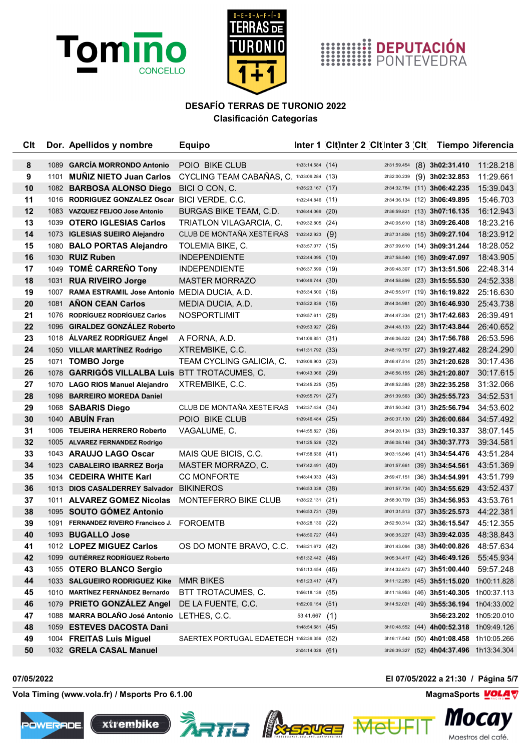**DESAFÍO TERRAS DE TURONIO 2022**

**Clasificación Categorías**

| Clt | Dor. | Apellidos y nombre | Equipo | Inter 1 | Clt | Inter 2 | Clt | Inter 3 | Clt | Tiempo | Diferencia |
|---|---|---|---|---|---|---|---|---|---|---|---|
| 8 | 1089 | **GARCÍA MORRONDO Antonio** | POIO BIKE CLUB | 1h33:14.584 | (14) | | | 2h31:59.454 | (8) | **3h02:31.410** | 11:28.218 |
| 9 | 1101 | **MUÑIZ NIETO Juan Carlos** | CYCLING TEAM CABAÑAS, C. | 1h33:09.284 | (13) | | | 2h32:00.239 | (9) | **3h02:32.853** | 11:29.661 |
| 10 | 1082 | **BARBOSA ALONSO Diego** | BICI O CON, C. | 1h35:23.167 | (17) | | | 2h34:32.784 | (11) | **3h06:42.235** | 15:39.043 |
| 11 | 1016 | **RODRIGUEZ GONZALEZ Oscar** | BICI VERDE, C.C. | 1h32:44.846 | (11) | | | 2h34:36.134 | (12) | **3h06:49.895** | 15:46.703 |
| 12 | 1083 | **VAZQUEZ FEIJOO Jose Antonio** | BURGAS BIKE TEAM, C.D. | 1h36:44.069 | (20) | | | 2h36:59.821 | (13) | **3h07:16.135** | 16:12.943 |
| 13 | 1039 | **OTERO IGLESIAS Carlos** | TRIATLON VILAGARCIA, C. | 1h39:32.805 | (24) | | | 2h40:05.610 | (18) | **3h09:26.408** | 18:23.216 |
| 14 | 1073 | **IGLESIAS SUEIRO Alejandro** | CLUB DE MONTAÑA XESTEIRAS | 1h32:42.923 | (9) | | | 2h37:31.806 | (15) | **3h09:27.104** | 18:23.912 |
| 15 | 1080 | **BALO PORTAS Alejandro** | TOLEMIA BIKE, C. | 1h33:57.077 | (15) | | | 2h37:09.610 | (14) | **3h09:31.244** | 18:28.052 |
| 16 | 1030 | **RUIZ Ruben** | INDEPENDIENTE | 1h32:44.095 | (10) | | | 2h37:58.540 | (16) | **3h09:47.097** | 18:43.905 |
| 17 | 1049 | **TOMÉ CARREÑO Tony** | INDEPENDIENTE | 1h36:37.599 | (19) | | | 2h39:48.307 | (17) | **3h13:51.506** | 22:48.314 |
| 18 | 1031 | **RUA RIVEIRO Jorge** | MASTER MORRAZO | 1h40:49.744 | (30) | | | 2h44:58.896 | (23) | **3h15:55.530** | 24:52.338 |
| 19 | 1007 | **RAMA ESTRAMIL Jose Antonio** | MEDIA DUCIA, A.D. | 1h35:34.500 | (18) | | | 2h40:55.917 | (19) | **3h16:19.822** | 25:16.630 |
| 20 | 1081 | **AÑON CEAN Carlos** | MEDIA DUCIA, A.D. | 1h35:22.839 | (16) | | | 2h44:04.981 | (20) | **3h16:46.930** | 25:43.738 |
| 21 | 1076 | **RODRÍGUEZ RODRÍGUEZ Carlos** | NOSPORTLIMIT | 1h39:57.611 | (28) | | | 2h44:47.334 | (21) | **3h17:42.683** | 26:39.491 |
| 22 | 1096 | **GIRALDEZ GONZÁLEZ Roberto** | | 1h39:53.927 | (26) | | | 2h44:48.133 | (22) | **3h17:43.844** | 26:40.652 |
| 23 | 1018 | **ÁLVAREZ RODRÍGUEZ Ángel** | A FORNA, A.D. | 1h41:09.851 | (31) | | | 2h46:06.522 | (24) | **3h17:56.788** | 26:53.596 |
| 24 | 1050 | **VILLAR MARTÍNEZ Rodrigo** | XTREMBIKE, C.C. | 1h41:31.792 | (33) | | | 2h48:19.757 | (27) | **3h19:27.482** | 28:24.290 |
| 25 | 1071 | **TOMBO Jorge** | TEAM CYCLING GALICIA, C. | 1h39:09.903 | (23) | | | 2h46:47.514 | (25) | **3h21:20.628** | 30:17.436 |
| 26 | 1078 | **GARRIGÓS VILLALBA Luis** | BTT TROTACUMES, C. | 1h40:43.066 | (29) | | | 2h46:56.155 | (26) | **3h21:20.807** | 30:17.615 |
| 27 | 1070 | **LAGO RIOS Manuel Alejandro** | XTREMBIKE, C.C. | 1h42:45.225 | (35) | | | 2h48:52.585 | (28) | **3h22:35.258** | 31:32.066 |
| 28 | 1098 | **BARREIRO MOREDA Daniel** | | 1h39:55.791 | (27) | | | 2h51:39.563 | (30) | **3h25:55.723** | 34:52.531 |
| 29 | 1068 | **SABARIS Diego** | CLUB DE MONTAÑA XESTEIRAS | 1h42:37.434 | (34) | | | 2h51:50.342 | (31) | **3h25:56.794** | 34:53.602 |
| 30 | 1040 | **ABUÍN Fran** | POIO BIKE CLUB | 1h39:46.484 | (25) | | | 2h50:37.130 | (29) | **3h26:00.684** | 34:57.492 |
| 31 | 1006 | **TEIJEIRA HERRERO Roberto** | VAGALUME, C. | 1h44:55.827 | (36) | | | 2h54:20.134 | (33) | **3h29:10.337** | 38:07.145 |
| 32 | 1005 | **ALVAREZ FERNANDEZ Rodrigo** | | 1h41:25.526 | (32) | | | 2h56:08.148 | (34) | **3h30:37.773** | 39:34.581 |
| 33 | 1043 | **ARAUJO LAGO Oscar** | MAIS QUE BICIS, C.C. | 1h47:58.636 | (41) | | | 3h03:15.846 | (41) | **3h34:54.476** | 43:51.284 |
| 34 | 1023 | **CABALEIRO IBARREZ Borja** | MASTER MORRAZO, C. | 1h47:42.491 | (40) | | | 3h01:57.661 | (39) | **3h34:54.561** | 43:51.369 |
| 35 | 1034 | **CEDEIRA WHITE Karl** | CC MONFORTE | 1h48:44.033 | (43) | | | 2h59:47.151 | (36) | **3h34:54.991** | 43:51.799 |
| 36 | 1013 | **DIOS CASALDERREY Salvador** | BIKINEROS | 1h46:53.338 | (38) | | | 3h01:57.734 | (40) | **3h34:55.629** | 43:52.437 |
| 37 | 1011 | **ALVAREZ GOMEZ Nicolas** | MONTEFERRO BIKE CLUB | 1h38:22.131 | (21) | | | 2h58:30.709 | (35) | **3h34:56.953** | 43:53.761 |
| 38 | 1095 | **SOUTO GÓMEZ Antonio** | | 1h46:53.731 | (39) | | | 3h01:31.513 | (37) | **3h35:25.573** | 44:22.381 |
| 39 | 1091 | **FERNANDEZ RIVEIRO Francisco J.** | FOROEMTB | 1h38:28.130 | (22) | | | 2h52:50.314 | (32) | **3h36:15.547** | 45:12.355 |
| 40 | 1093 | **BUGALLO Jose** | | 1h48:50.727 | (44) | | | 3h06:35.227 | (43) | **3h39:42.035** | 48:38.843 |
| 41 | 1012 | **LOPEZ MIGUEZ Carlos** | OS DO MONTE BRAVO, C.C. | 1h48:21.672 | (42) | | | 3h01:43.094 | (38) | **3h40:00.826** | 48:57.634 |
| 42 | 1099 | **GUTIÉRREZ RODRÍGUEZ Roberto** | | 1h51:32.442 | (48) | | | 3h05:34.417 | (42) | **3h46:49.126** | 55:45.934 |
| 43 | 1055 | **OTERO BLANCO Sergio** | | 1h51:13.454 | (46) | | | 3h14:32.673 | (47) | **3h51:00.440** | 59:57.248 |
| 44 | 1033 | **SALGUEIRO RODRIGUEZ Kike** | MMR BIKES | 1h51:23.417 | (47) | | | 3h11:12.283 | (45) | **3h51:15.020** | 1h00:11.828 |
| 45 | 1010 | **MARTÍNEZ FERNÁNDEZ Bernardo** | BTT TROTACUMES, C. | 1h56:18.139 | (55) | | | 3h11:18.953 | (46) | **3h51:40.305** | 1h00:37.113 |
| 46 | 1079 | **PRIETO GONZÁLEZ Angel** | DE LA FUENTE, C.C. | 1h52:09.154 | (51) | | | 3h14:52.021 | (49) | **3h55:36.194** | 1h04:33.002 |
| 47 | 1088 | **MARRA BOLAÑO José Antonio** | LETHES, C.C. | 53:41.667 | (1) | | | | | **3h56:23.202** | 1h05:20.010 |
| 48 | 1059 | **ESTEVES DACOSTA Dani** | | 1h48:54.681 | (45) | | | 3h10:48.552 | (44) | **4h00:52.318** | 1h09:49.126 |
| 49 | 1004 | **FREITAS Luis Miguel** | SAERTEX PORTUGAL EDAETECH | 1h52:39.356 | (52) | | | 3h16:17.542 | (50) | **4h01:08.458** | 1h10:05.266 |
| 50 | 1032 | **GRELA CASAL Manuel** | | 2h04:14.026 | (61) | | | 3h26:39.327 | (52) | **4h04:37.496** | 1h13:34.304 |

**07/05/2022** **El 07/05/2022 a 21:30 / Página 5/7**

**Vola Timing (www.vola.fr) / Msports Pro 6.1.00** **MagmaSports**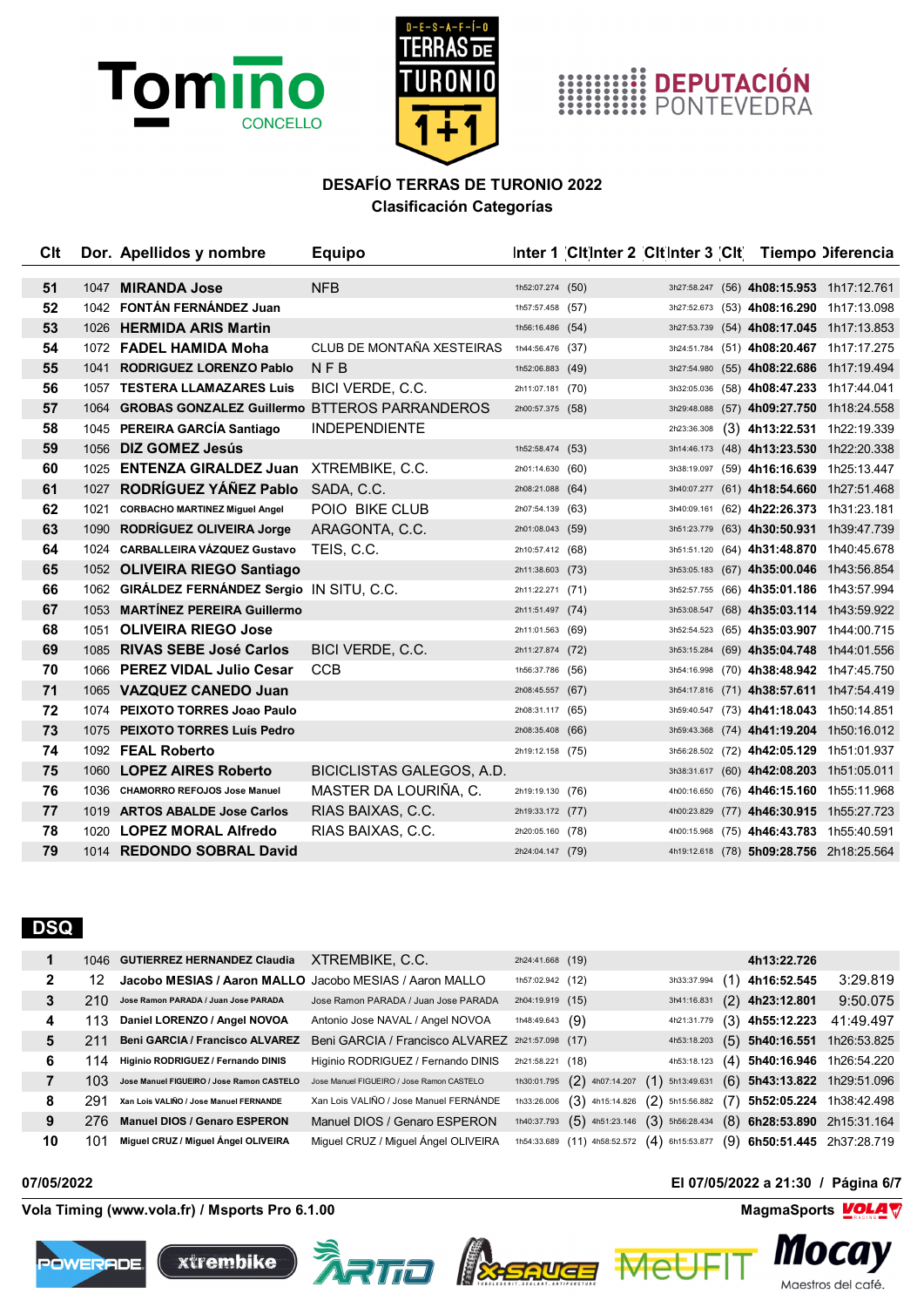# DESAFÍO TERRAS DE TURONIO 2022

## Clasificación Categorías

| Clt | Dor. | Apellidos y nombre | Equipo | Inter 1 | Clt | Inter 2 | Clt | Inter 3 | Clt | Tiempo | Diferencia |
|---|---|---|---|---|---|---|---|---|---|---|---|
| 51 | 1047 | **MIRANDA Jose** | NFB | 1h52:07.274 | (50) | | | 3h27:58.247 | (56) | **4h08:15.953** | 1h17:12.761 |
| 52 | 1042 | **FONTÁN FERNÁNDEZ Juan** | | 1h57:57.458 | (57) | | | 3h27:52.673 | (53) | **4h08:16.290** | 1h17:13.098 |
| 53 | 1026 | **HERMIDA ARIS Martin** | | 1h56:16.486 | (54) | | | 3h27:53.739 | (54) | **4h08:17.045** | 1h17:13.853 |
| 54 | 1072 | **FADEL HAMIDA Moha** | CLUB DE MONTAÑA XESTEIRAS | 1h44:56.476 | (37) | | | 3h24:51.784 | (51) | **4h08:20.467** | 1h17:17.275 |
| 55 | 1041 | **RODRIGUEZ LORENZO Pablo** | N F B | 1h52:06.883 | (49) | | | 3h27:54.980 | (55) | **4h08:22.686** | 1h17:19.494 |
| 56 | 1057 | **TESTERA LLAMAZARES Luis** | BICI VERDE, C.C. | 2h11:07.181 | (70) | | | 3h32:05.036 | (58) | **4h08:47.233** | 1h17:44.041 |
| 57 | 1064 | **GROBAS GONZALEZ Guillermo** | BTTEROS PARRANDEROS | 2h00:57.375 | (58) | | | 3h29:48.088 | (57) | **4h09:27.750** | 1h18:24.558 |
| 58 | 1045 | **PEREIRA GARCÍA Santiago** | INDEPENDIENTE | | | | | 2h23:36.308 | (3) | **4h13:22.531** | 1h22:19.339 |
| 59 | 1056 | **DIZ GOMEZ Jesús** | | 1h52:58.474 | (53) | | | 3h14:46.173 | (48) | **4h13:23.530** | 1h22:20.338 |
| 60 | 1025 | **ENTENZA GIRALDEZ Juan** | XTREMBIKE, C.C. | 2h01:14.630 | (60) | | | 3h38:19.097 | (59) | **4h16:16.639** | 1h25:13.447 |
| 61 | 1027 | **RODRÍGUEZ YÁÑEZ Pablo** | SADA, C.C. | 2h08:21.088 | (64) | | | 3h40:07.277 | (61) | **4h18:54.660** | 1h27:51.468 |
| 62 | 1021 | **CORBACHO MARTINEZ Miguel Angel** | POIO BIKE CLUB | 2h07:54.139 | (63) | | | 3h40:09.161 | (62) | **4h22:26.373** | 1h31:23.181 |
| 63 | 1090 | **RODRÍGUEZ OLIVEIRA Jorge** | ARAGONTA, C.C. | 2h01:08.043 | (59) | | | 3h51:23.779 | (63) | **4h30:50.931** | 1h39:47.739 |
| 64 | 1024 | **CARBALLEIRA VÁZQUEZ Gustavo** | TEIS, C.C. | 2h10:57.412 | (68) | | | 3h51:51.120 | (64) | **4h31:48.870** | 1h40:45.678 |
| 65 | 1052 | **OLIVEIRA RIEGO Santiago** | | 2h11:38.603 | (73) | | | 3h53:05.183 | (67) | **4h35:00.046** | 1h43:56.854 |
| 66 | 1062 | **GIRÁLDEZ FERNÁNDEZ Sergio** | IN SITU, C.C. | 2h11:22.271 | (71) | | | 3h52:57.755 | (66) | **4h35:01.186** | 1h43:57.994 |
| 67 | 1053 | **MARTÍNEZ PEREIRA Guillermo** | | 2h11:51.497 | (74) | | | 3h53:08.547 | (68) | **4h35:03.114** | 1h43:59.922 |
| 68 | 1051 | **OLIVEIRA RIEGO Jose** | | 2h11:01.563 | (69) | | | 3h52:54.523 | (65) | **4h35:03.907** | 1h44:00.715 |
| 69 | 1085 | **RIVAS SEBE José Carlos** | BICI VERDE, C.C. | 2h11:27.874 | (72) | | | 3h53:15.284 | (69) | **4h35:04.748** | 1h44:01.556 |
| 70 | 1066 | **PEREZ VIDAL Julio Cesar** | CCB | 1h56:37.786 | (56) | | | 3h54:16.998 | (70) | **4h38:48.942** | 1h47:45.750 |
| 71 | 1065 | **VAZQUEZ CANEDO Juan** | | 2h08:45.557 | (67) | | | 3h54:17.816 | (71) | **4h38:57.611** | 1h47:54.419 |
| 72 | 1074 | **PEIXOTO TORRES Joao Paulo** | | 2h08:31.117 | (65) | | | 3h59:40.547 | (73) | **4h41:18.043** | 1h50:14.851 |
| 73 | 1075 | **PEIXOTO TORRES Luís Pedro** | | 2h08:35.408 | (66) | | | 3h59:43.368 | (74) | **4h41:19.204** | 1h50:16.012 |
| 74 | 1092 | **FEAL Roberto** | | 2h19:12.158 | (75) | | | 3h56:28.502 | (72) | **4h42:05.129** | 1h51:01.937 |
| 75 | 1060 | **LOPEZ AIRES Roberto** | BICICLISTAS GALEGOS, A.D. | | | | | 3h38:31.617 | (60) | **4h42:08.203** | 1h51:05.011 |
| 76 | 1036 | **CHAMORRO REFOJOS Jose Manuel** | MASTER DA LOURIÑA, C. | 2h19:19.130 | (76) | | | 4h00:16.650 | (76) | **4h46:15.160** | 1h55:11.968 |
| 77 | 1019 | **ARTOS ABALDE Jose Carlos** | RIAS BAIXAS, C.C. | 2h19:33.172 | (77) | | | 4h00:23.829 | (77) | **4h46:30.915** | 1h55:27.723 |
| 78 | 1020 | **LOPEZ MORAL Alfredo** | RIAS BAIXAS, C.C. | 2h20:05.160 | (78) | | | 4h00:15.968 | (75) | **4h46:43.783** | 1h55:40.591 |
| 79 | 1014 | **REDONDO SOBRAL David** | | 2h24:04.147 | (79) | | | 4h19:12.618 | (78) | **5h09:28.756** | 2h18:25.564 |

## DSQ

| Clt | Dor. | Apellidos y nombre | Equipo | Inter 1 | Clt | Inter 2 | Clt | Inter 3 | Clt | Tiempo | Diferencia |
|---|---|---|---|---|---|---|---|---|---|---|---|
| 1 | 1046 | **GUTIERREZ HERNANDEZ Claudia** | XTREMBIKE, C.C. | 2h24:41.668 | (19) | | | | | **4h13:22.726** | |
| 2 | 12 | **Jacobo MESIAS / Aaron MALLO** | Jacobo MESIAS / Aaron MALLO | 1h57:02.942 | (12) | | | 3h33:37.994 | (1) | **4h16:52.545** | 3:29.819 |
| 3 | 210 | **Jose Ramon PARADA / Juan Jose PARADA** | Jose Ramon PARADA / Juan Jose PARADA | 2h04:19.919 | (15) | | | 3h41:16.831 | (2) | **4h23:12.801** | 9:50.075 |
| 4 | 113 | **Daniel LORENZO / Angel NOVOA** | Antonio Jose NAVAL / Angel NOVOA | 1h48:49.643 | (9) | | | 4h21:31.779 | (3) | **4h55:12.223** | 41:49.497 |
| 5 | 211 | **Beni GARCIA / Francisco ALVAREZ** | Beni GARCIA / Francisco ALVAREZ | 2h21:57.098 | (17) | | | 4h53:18.203 | (5) | **5h40:16.551** | 1h26:53.825 |
| 6 | 114 | **Higinio RODRIGUEZ / Fernando DINIS** | Higinio RODRIGUEZ / Fernando DINIS | 2h21:58.221 | (18) | | | 4h53:18.123 | (4) | **5h40:16.946** | 1h26:54.220 |
| 7 | 103 | **Jose Manuel FIGUEIRO / Jose Ramon CASTELO** | Jose Manuel FIGUEIRO / Jose Ramon CASTELO | 1h30:01.795 | (2) | 4h07:14.207 | (1) | 5h13:49.631 | (6) | **5h43:13.822** | 1h29:51.096 |
| 8 | 291 | **Xan Lois VALIÑO / Jose Manuel FERNANDE** | Xan Lois VALIÑO / Jose Manuel FERNÁNDE | 1h33:26.006 | (3) | 4h15:14.826 | (2) | 5h15:56.882 | (7) | **5h52:05.224** | 1h38:42.498 |
| 9 | 276 | **Manuel DIOS / Genaro ESPERON** | Manuel DIOS / Genaro ESPERON | 1h40:37.793 | (5) | 4h51:23.146 | (3) | 5h56:28.434 | (8) | **6h28:53.890** | 2h15:31.164 |
| 10 | 101 | **Miguel CRUZ / Miguel Ángel OLIVEIRA** | Miguel CRUZ / Miguel Ángel OLIVEIRA | 1h54:33.689 | (11) | 4h58:52.572 | (4) | 6h15:53.877 | (9) | **6h50:51.445** | 2h37:28.719 |

07/05/2022 — El 07/05/2022 a 21:30

Vola Timing (www.vola.fr) / Msports Pro 6.1.00 — MagmaSports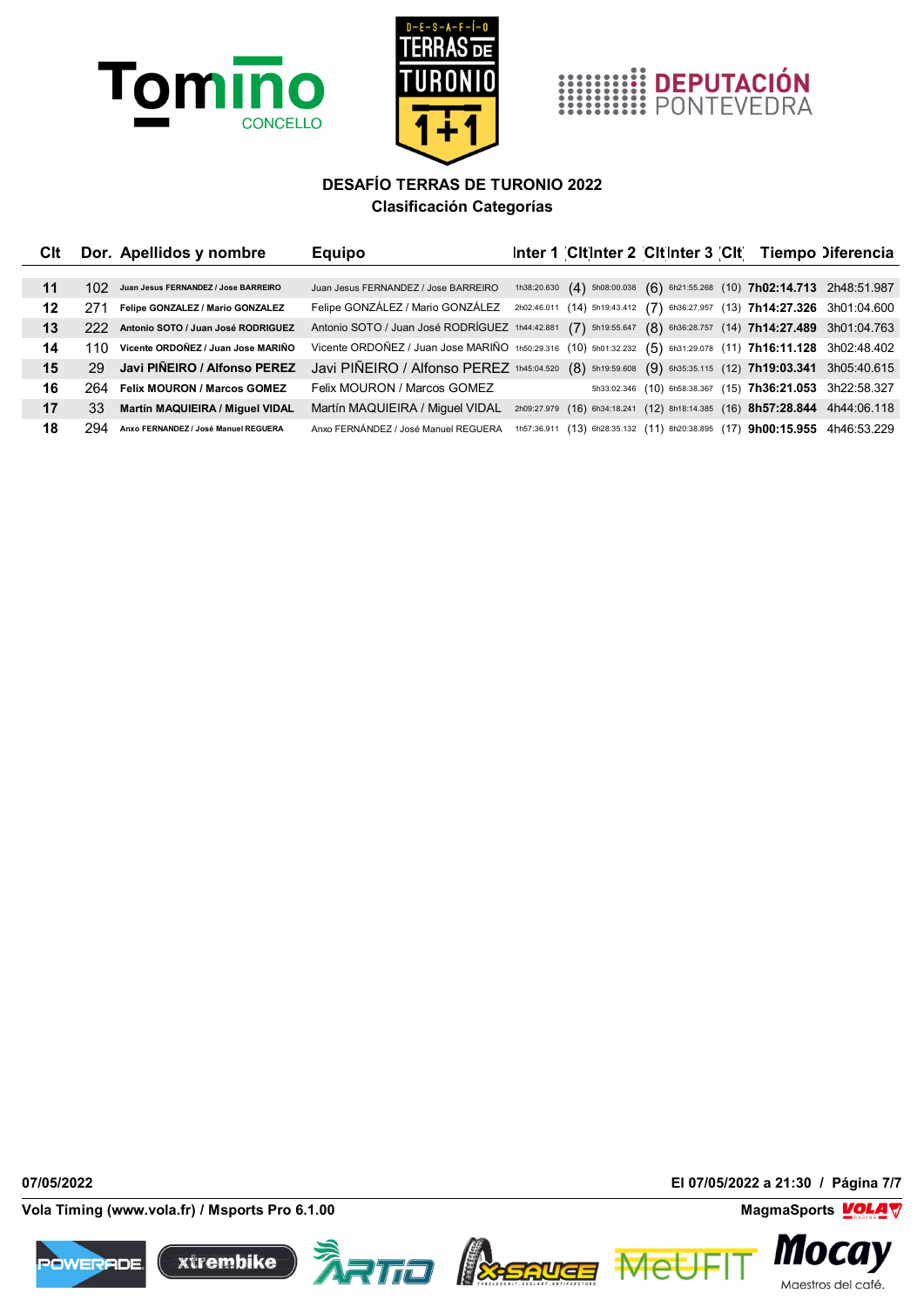**DESAFÍO TERRAS DE TURONIO 2022**

**Clasificación Categorías**

| Clt | Dor. | Apellidos y nombre | Equipo | Inter 1 | Clt | Inter 2 | Clt | Inter 3 | Clt | Tiempo | Diferencia |
|---|---|---|---|---|---|---|---|---|---|---|---|
| 11 | 102 | Juan Jesus FERNANDEZ / Jose BARREIRO | Juan Jesus FERNANDEZ / Jose BARREIRO | 1h38:20.630 | (4) | 5h08:00.038 | (6) | 6h21:55.268 | (10) | 7h02:14.713 | 2h48:51.987 |
| 12 | 271 | Felipe GONZALEZ / Mario GONZALEZ | Felipe GONZÁLEZ / Mario GONZÁLEZ | 2h02:46.011 | (14) | 5h19:43.412 | (7) | 6h36:27.957 | (13) | 7h14:27.326 | 3h01:04.600 |
| 13 | 222 | Antonio SOTO / Juan José RODRIGUEZ | Antonio SOTO / Juan José RODRÍGUEZ | 1h44:42.881 | (7) | 5h19:55.647 | (8) | 6h36:28.757 | (14) | 7h14:27.489 | 3h01:04.763 |
| 14 | 110 | Vicente ORDOÑEZ / Juan Jose MARIÑO | Vicente ORDOÑEZ / Juan Jose MARIÑO | 1h50:29.316 | (10) | 5h01:32.232 | (5) | 6h31:29.078 | (11) | 7h16:11.128 | 3h02:48.402 |
| 15 | 29 | Javi PIÑEIRO / Alfonso PEREZ | Javi PIÑEIRO / Alfonso PEREZ | 1h45:04.520 | (8) | 5h19:59.608 | (9) | 6h35:35.115 | (12) | 7h19:03.341 | 3h05:40.615 |
| 16 | 264 | Felix MOURON / Marcos GOMEZ | Felix MOURON / Marcos GOMEZ | | | 5h33:02.346 | (10) | 6h58:38.367 | (15) | 7h36:21.053 | 3h22:58.327 |
| 17 | 33 | Martín MAQUIEIRA / Miguel VIDAL | Martín MAQUIEIRA / Miguel VIDAL | 2h09:27.979 | (16) | 6h34:18.241 | (12) | 8h18:14.385 | (16) | 8h57:28.844 | 4h44:06.118 |
| 18 | 294 | Anxo FERNANDEZ / José Manuel REGUERA | Anxo FERNÁNDEZ / José Manuel REGUERA | 1h57:36.911 | (13) | 6h28:35.132 | (11) | 8h20:38.895 | (17) | 9h00:15.955 | 4h46:53.229 |

07/05/2022 — El 07/05/2022 a 21:30 / Página 7/7

Vola Timing (www.vola.fr) / Msports Pro 6.1.00 — MagmaSports